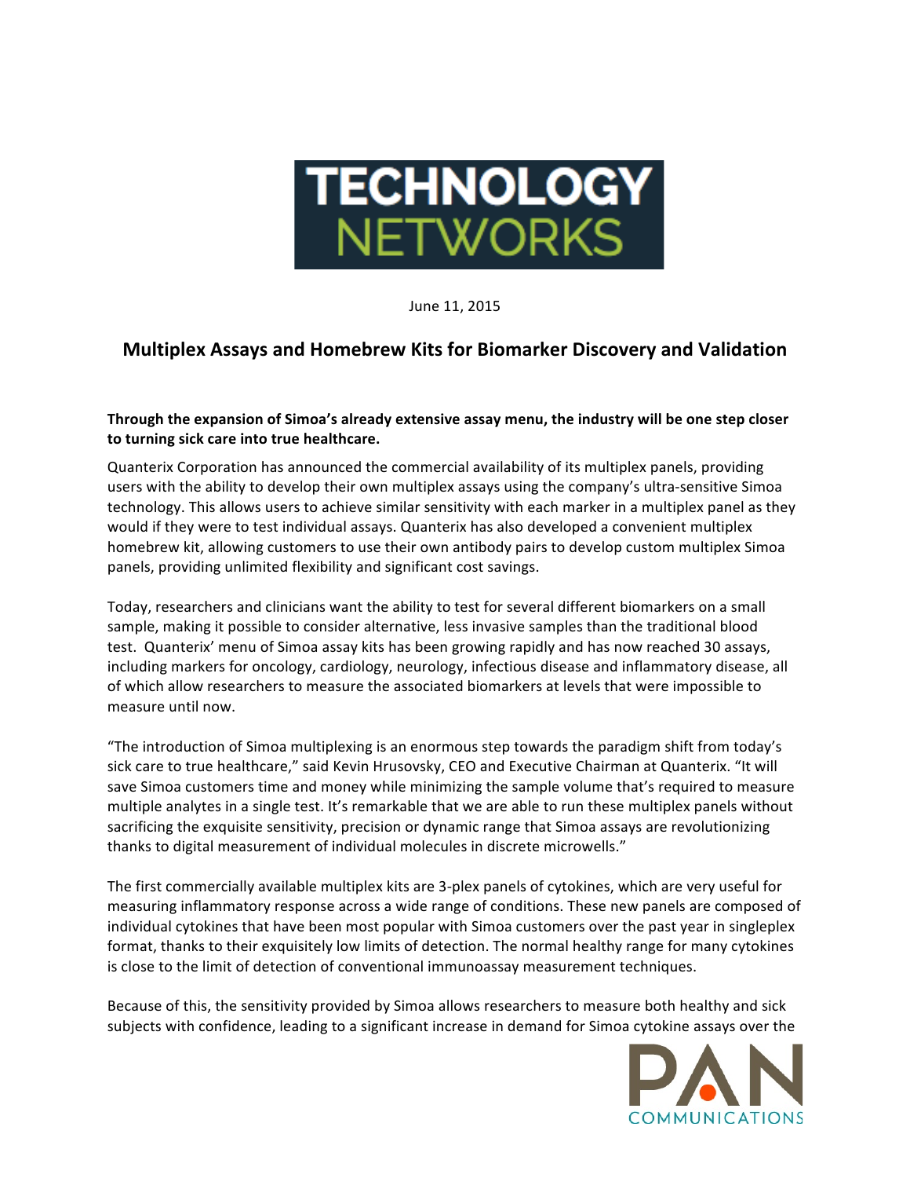June 11, 2015

# Multiplex Assays and Homebrew Kits for Biomarker Discovery and Validation

**Through the expansion of Simoa's already extensive assay menu, the industry will be one step closer to turning sick care into true healthcare.**

Quanterix Corporation has announced the commercial availability of its multiplex panels, providing users with the ability to develop their own multiplex assays using the company's ultra-sensitive Simoa technology. This allows users to achieve similar sensitivity with each marker in a multiplex panel as they would if they were to test individual assays. Quanterix has also developed a convenient multiplex homebrew kit, allowing customers to use their own antibody pairs to develop custom multiplex Simoa panels, providing unlimited flexibility and significant cost savings.

Today, researchers and clinicians want the ability to test for several different biomarkers on a small sample, making it possible to consider alternative, less invasive samples than the traditional blood test. Quanterix' menu of Simoa assay kits has been growing rapidly and has now reached 30 assays, including markers for oncology, cardiology, neurology, infectious disease and inflammatory disease, all of which allow researchers to measure the associated biomarkers at levels that were impossible to measure until now.

"The introduction of Simoa multiplexing is an enormous step towards the paradigm shift from today's sick care to true healthcare," said Kevin Hrusovsky, CEO and Executive Chairman at Quanterix. "It will save Simoa customers time and money while minimizing the sample volume that's required to measure multiple analytes in a single test. It's remarkable that we are able to run these multiplex panels without sacrificing the exquisite sensitivity, precision or dynamic range that Simoa assays are revolutionizing thanks to digital measurement of individual molecules in discrete microwells."

The first commercially available multiplex kits are 3-plex panels of cytokines, which are very useful for measuring inflammatory response across a wide range of conditions. These new panels are composed of individual cytokines that have been most popular with Simoa customers over the past year in singleplex format, thanks to their exquisitely low limits of detection. The normal healthy range for many cytokines is close to the limit of detection of conventional immunoassay measurement techniques.

Because of this, the sensitivity provided by Simoa allows researchers to measure both healthy and sick subjects with confidence, leading to a significant increase in demand for Simoa cytokine assays over the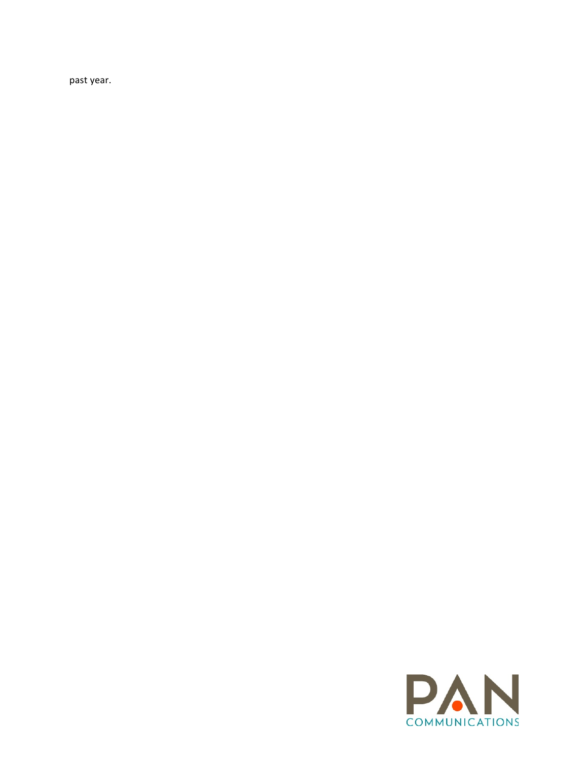past year.